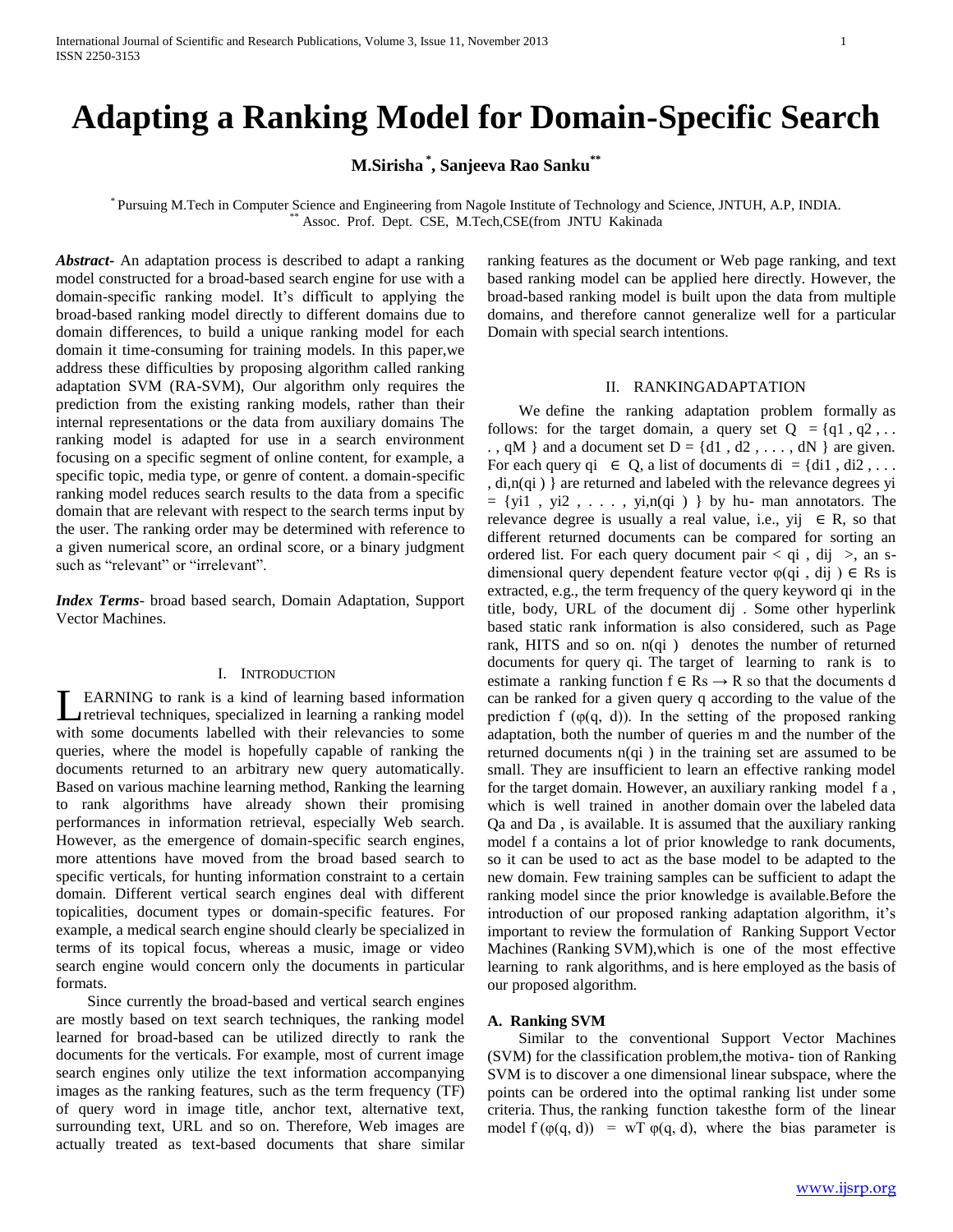# Adapting a Ranking Model for Domain-Specific Search

**M.Sirisha [*], Sanjeeva Rao Sanku [**]**

[*] Pursuing M.Tech in Computer Science and Engineering from Nagole Institute of Technology and Science, JNTUH, A.P, INDIA.
[**] Assoc. Prof. Dept. CSE, M.Tech,CSE(from JNTU Kakinada

***Abstract***- An adaptation process is described to adapt a ranking model constructed for a broad-based search engine for use with a domain-specific ranking model. It's difficult to applying the broad-based ranking model directly to different domains due to domain differences, to build a unique ranking model for each domain it time-consuming for training models. In this paper,we address these difficulties by proposing algorithm called ranking adaptation SVM (RA-SVM), Our algorithm only requires the prediction from the existing ranking models, rather than their internal representations or the data from auxiliary domains The ranking model is adapted for use in a search environment focusing on a specific segment of online content, for example, a specific topic, media type, or genre of content. a domain-specific ranking model reduces search results to the data from a specific domain that are relevant with respect to the search terms input by the user. The ranking order may be determined with reference to a given numerical score, an ordinal score, or a binary judgment such as "relevant" or "irrelevant".

***Index Terms***- broad based search, Domain Adaptation, Support Vector Machines.

## I. Introduction

Learning to rank is a kind of learning based information retrieval techniques, specialized in learning a ranking model with some documents labelled with their relevancies to some queries, where the model is hopefully capable of ranking the documents returned to an arbitrary new query automatically. Based on various machine learning method, Ranking the learning to rank algorithms have already shown their promising performances in information retrieval, especially Web search. However, as the emergence of domain-specific search engines, more attentions have moved from the broad based search to specific verticals, for hunting information constraint to a certain domain. Different vertical search engines deal with different topicalities, document types or domain-specific features. For example, a medical search engine should clearly be specialized in terms of its topical focus, whereas a music, image or video search engine would concern only the documents in particular formats.

Since currently the broad-based and vertical search engines are mostly based on text search techniques, the ranking model learned for broad-based can be utilized directly to rank the documents for the verticals. For example, most of current image search engines only utilize the text information accompanying images as the ranking features, such as the term frequency (TF) of query word in image title, anchor text, alternative text, surrounding text, URL and so on. Therefore, Web images are actually treated as text-based documents that share similar ranking features as the document or Web page ranking, and text based ranking model can be applied here directly. However, the broad-based ranking model is built upon the data from multiple domains, and therefore cannot generalize well for a particular Domain with special search intentions.

## II. RANKINGADAPTATION

We define the ranking adaptation problem formally as follows: for the target domain, a query set $Q = \{q1 , q2 , . . . , qM \}$ and a document set $D = \{d1 , d2 , . . . , dN \}$ are given. For each query $qi \in Q$, a list of documents $di = \{di1 , di2 , . . . , di,n(qi) \}$ are returned and labeled with the relevance degrees $yi = \{yi1 , yi2 , . . . , yi,n(qi) \}$ by hu- man annotators. The relevance degree is usually a real value, i.e., $yij \in R$, so that different returned documents can be compared for sorting an ordered list. For each query document pair $< qi , dij >$, an s-dimensional query dependent feature vector $\varphi(qi , dij ) \in Rs$ is extracted, e.g., the term frequency of the query keyword qi in the title, body, URL of the document dij . Some other hyperlink based static rank information is also considered, such as Page rank, HITS and so on. n(qi ) denotes the number of returned documents for query qi. The target of learning to rank is to estimate a ranking function $f \in Rs \rightarrow R$ so that the documents d can be ranked for a given query q according to the value of the prediction $f (\varphi(q, d))$. In the setting of the proposed ranking adaptation, both the number of queries m and the number of the returned documents n(qi ) in the training set are assumed to be small. They are insufficient to learn an effective ranking model for the target domain. However, an auxiliary ranking model f a , which is well trained in another domain over the labeled data Qa and Da , is available. It is assumed that the auxiliary ranking model f a contains a lot of prior knowledge to rank documents, so it can be used to act as the base model to be adapted to the new domain. Few training samples can be sufficient to adapt the ranking model since the prior knowledge is available.Before the introduction of our proposed ranking adaptation algorithm, it's important to review the formulation of Ranking Support Vector Machines (Ranking SVM),which is one of the most effective learning to rank algorithms, and is here employed as the basis of our proposed algorithm.

### A. Ranking SVM

Similar to the conventional Support Vector Machines (SVM) for the classification problem,the motiva- tion of Ranking SVM is to discover a one dimensional linear subspace, where the points can be ordered into the optimal ranking list under some criteria. Thus, the ranking function takesthe form of the linear model $f (\varphi(q, d)) = wT \varphi(q, d)$, where the bias parameter is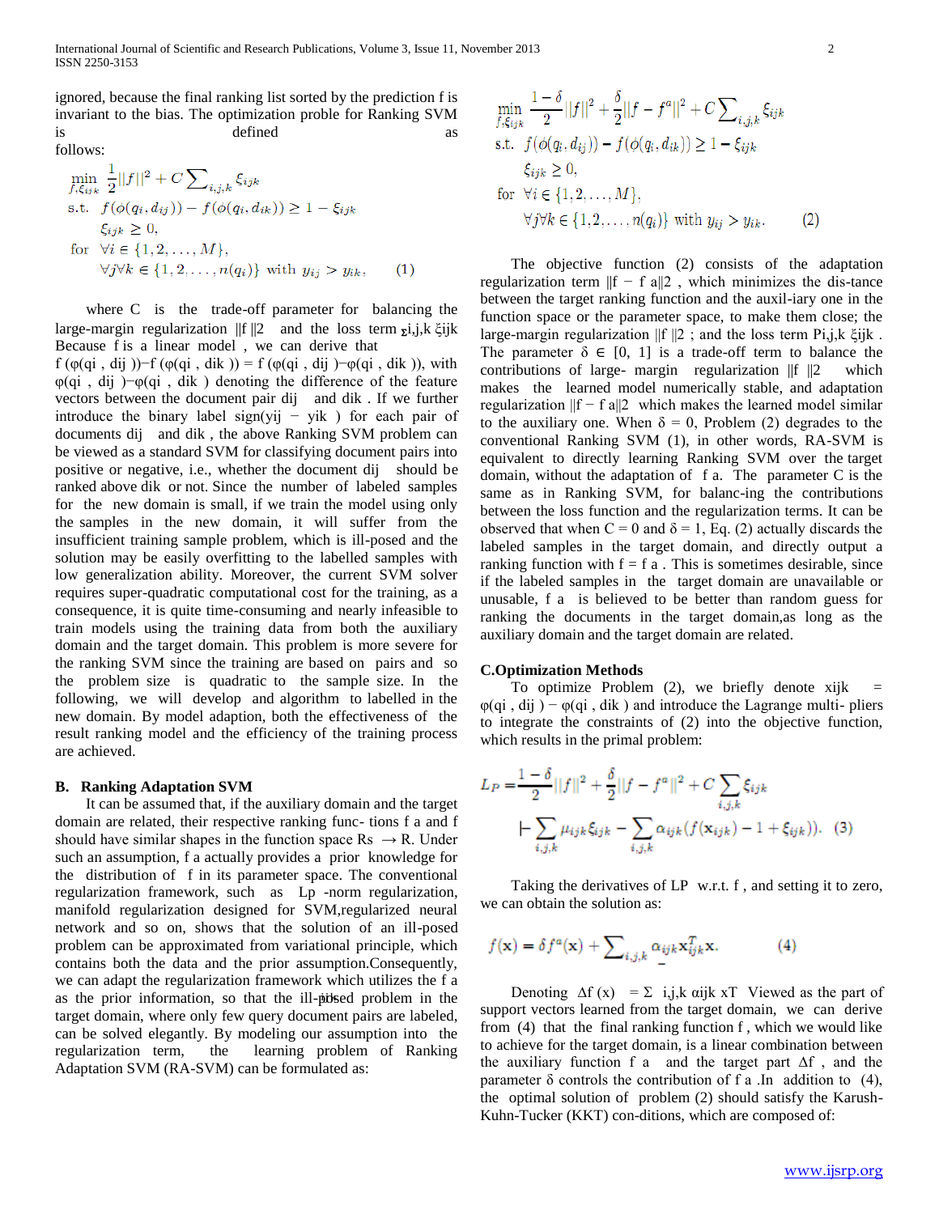ignored, because the final ranking list sorted by the prediction f is invariant to the bias. The optimization proble for Ranking SVM is defined as follows:

$$
\begin{aligned}
\min_{f,\xi_{ijk}} \ & \frac{1}{2}||f||^2 + C\sum\nolimits_{i,j,k} \xi_{ijk} \\
\text{s.t.} \ & f(\phi(q_i, d_{ij})) - f(\phi(q_i, d_{ik})) \geq 1 - \xi_{ijk} \\
& \xi_{ijk} \geq 0, \\
\text{for} \ & \forall i \in \{1, 2, \ldots, M\}, \\
& \forall j \forall k \in \{1, 2, \ldots, n(q_i)\} \text{ with } y_{ij} > y_{ik}, \qquad (1)
\end{aligned}
$$

where C is the trade-off parameter for balancing the large-margin regularization $||f||^2$ and the loss term $\sum_{i,j,k} \xi_{ijk}$ Because f is a linear model , we can derive that $f(\varphi(q_i, d_{ij})) - f(\varphi(q_i, d_{ik})) = f(\varphi(q_i, d_{ij}) - \varphi(q_i, d_{ik}))$, with $\varphi(q_i, d_{ij}) - \varphi(q_i, d_{ik})$ denoting the difference of the feature vectors between the document pair $d_{ij}$ and $d_{ik}$ . If we further introduce the binary label $\text{sign}(y_{ij} - y_{ik})$ for each pair of documents $d_{ij}$ and $d_{ik}$ , the above Ranking SVM problem can be viewed as a standard SVM for classifying document pairs into positive or negative, i.e., whether the document $d_{ij}$ should be ranked above $d_{ik}$ or not. Since the number of labeled samples for the new domain is small, if we train the model using only the samples in the new domain, it will suffer from the insufficient training sample problem, which is ill-posed and the solution may be easily overfitting to the labelled samples with low generalization ability. Moreover, the current SVM solver requires super-quadratic computational cost for the training, as a consequence, it is quite time-consuming and nearly infeasible to train models using the training data from both the auxiliary domain and the target domain. This problem is more severe for the ranking SVM since the training are based on pairs and so the problem size is quadratic to the sample size. In the following, we will develop and algorithm to labelled in the new domain. By model adaption, both the effectiveness of the result ranking model and the efficiency of the training process are achieved.

### B. Ranking Adaptation SVM

It can be assumed that, if the auxiliary domain and the target domain are related, their respective ranking func- tions f a and f should have similar shapes in the function space $R^s \rightarrow R$. Under such an assumption, f a actually provides a prior knowledge for the distribution of f in its parameter space. The conventional regularization framework, such as Lp -norm regularization, manifold regularization designed for SVM,regularized neural network and so on, shows that the solution of an ill-posed problem can be approximated from variational principle, which contains both the data and the prior assumption.Consequently, we can adapt the regularization framework which utilizes the f a as the prior information, so that the ill-posed problem in the target domain, where only few query document pairs are labeled, can be solved elegantly. By modeling our assumption into the regularization term, the learning problem of Ranking Adaptation SVM (RA-SVM) can be formulated as:

$$
\begin{aligned}
\min_{f,\xi_{ijk}} \ & \frac{1-\delta}{2}||f||^2 + \frac{\delta}{2}||f - f^a||^2 + C\sum\nolimits_{i,j,k} \xi_{ijk} \\
\text{s.t.} \ & f(\phi(q_i, d_{ij})) - f(\phi(q_i, d_{ik})) \geq 1 - \xi_{ijk} \\
& \xi_{ijk} \geq 0, \\
\text{for} \ & \forall i \in \{1, 2, \ldots, M\}, \\
& \forall j \forall k \in \{1, 2, \ldots, n(q_i)\} \text{ with } y_{ij} > y_{ik}. \qquad (2)
\end{aligned}
$$

The objective function (2) consists of the adaptation regularization term $||f - f^a||^2$ , which minimizes the dis-tance between the target ranking function and the auxil-iary one in the function space or the parameter space, to make them close; the large-margin regularization $||f||^2$ ; and the loss term $\sum_{i,j,k} \xi_{ijk}$ . The parameter $\delta \in [0, 1]$ is a trade-off term to balance the contributions of large- margin regularization $||f||^2$ which makes the learned model numerically stable, and adaptation regularization $||f - f^a||^2$ which makes the learned model similar to the auxiliary one. When $\delta = 0$, Problem (2) degrades to the conventional Ranking SVM (1), in other words, RA-SVM is equivalent to directly learning Ranking SVM over the target domain, without the adaptation of f a. The parameter C is the same as in Ranking SVM, for balanc-ing the contributions between the loss function and the regularization terms. It can be observed that when $C = 0$ and $\delta = 1$, Eq. (2) actually discards the labeled samples in the target domain, and directly output a ranking function with $f = f^a$ . This is sometimes desirable, since if the labeled samples in the target domain are unavailable or unusable, f a is believed to be better than random guess for ranking the documents in the target domain,as long as the auxiliary domain and the target domain are related.

### C.Optimization Methods

To optimize Problem (2), we briefly denote $x_{ijk} = \varphi(q_i, d_{ij}) - \varphi(q_i, d_{ik})$ and introduce the Lagrange multi- pliers to integrate the constraints of (2) into the objective function, which results in the primal problem:

$$
\begin{aligned}
L_P = & \frac{1-\delta}{2}||f||^2 + \frac{\delta}{2}||f - f^a||^2 + C\sum_{i,j,k} \xi_{ijk} \\
& - \sum_{i,j,k} \mu_{ijk}\xi_{ijk} - \sum_{i,j,k} \alpha_{ijk}(f(\mathbf{x}_{ijk}) - 1 + \xi_{ijk}). \quad (3)
\end{aligned}
$$

Taking the derivatives of LP w.r.t. f , and setting it to zero, we can obtain the solution as:

$$
f(\mathbf{x}) = \delta f^a(\mathbf{x}) + \sum\nolimits_{i,j,k} \alpha_{ijk} \mathbf{x}_{ijk}^T \mathbf{x}. \qquad (4)
$$

Denoting $\Delta f(x) = \sum_{i,j,k} \alpha_{ijk} x^T$ Viewed as the part of support vectors learned from the target domain, we can derive from (4) that the final ranking function f , which we would like to achieve for the target domain, is a linear combination between the auxiliary function f a and the target part $\Delta f$ , and the parameter $\delta$ controls the contribution of f a .In addition to (4), the optimal solution of problem (2) should satisfy the Karush-Kuhn-Tucker (KKT) con-ditions, which are composed of: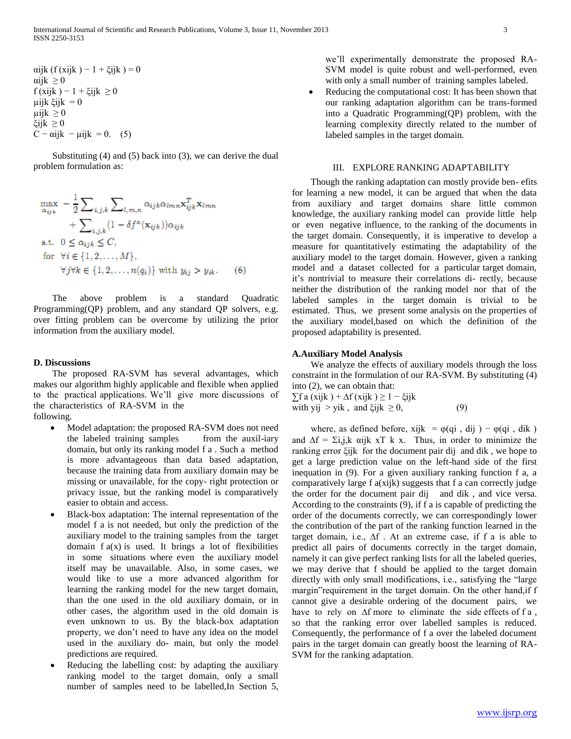$$\alpha_{ijk}(f(x_{ijk}) - 1 + \xi_{ijk}) = 0$$
$$\alpha_{ijk} \geq 0$$
$$f(x_{ijk}) - 1 + \xi_{ijk} \geq 0$$
$$\mu_{ijk}\xi_{ijk} = 0$$
$$\mu_{ijk} \geq 0$$
$$\xi_{ijk} \geq 0$$
$$C - \alpha_{ijk} - \mu_{ijk} = 0. \quad (5)$$

Substituting (4) and (5) back into (3), we can derive the dual problem formulation as:

$$\max_{\alpha_{ijk}} \; -\frac{1}{2}\sum_{i,j,k}\sum_{l,m,n}\alpha_{ijk}\alpha_{lmn}\mathbf{x}_{ijk}^T\mathbf{x}_{lmn} + \sum_{i,j,k}(1 - \delta f^a(\mathbf{x}_{ijk}))\alpha_{ijk}$$
$$\text{s.t. } 0 \leq \alpha_{ijk} \leq C,$$
$$\text{for } \forall i \in \{1, 2, \ldots, M\},$$
$$\forall j \forall k \in \{1, 2, \ldots, n(q_i)\} \text{ with } y_{ij} > y_{ik}. \quad (6)$$

The above problem is a standard Quadratic Programming(QP) problem, and any standard QP solvers, e.g. over fitting problem can be overcome by utilizing the prior information from the auxiliary model.

### D. Discussions

The proposed RA-SVM has several advantages, which makes our algorithm highly applicable and flexible when applied to the practical applications. We'll give more discussions of the characteristics of RA-SVM in the following.

- Model adaptation: the proposed RA-SVM does not need the labeled training samples from the auxil-iary domain, but only its ranking model $f^a$. Such a method is more advantageous than data based adaptation, because the training data from auxiliary domain may be missing or unavailable, for the copy- right protection or privacy issue, but the ranking model is comparatively easier to obtain and access.
- Black-box adaptation: The internal representation of the model $f^a$ is not needed, but only the prediction of the auxiliary model to the training samples from the target domain $f^a(x)$ is used. It brings a lot of flexibilities in some situations where even the auxiliary model itself may be unavailable. Also, in some cases, we would like to use a more advanced algorithm for learning the ranking model for the new target domain, than the one used in the old auxiliary domain, or in other cases, the algorithm used in the old domain is even unknown to us. By the black-box adaptation property, we don't need to have any idea on the model used in the auxiliary do- main, but only the model predictions are required.
- Reducing the labelling cost: by adapting the auxiliary ranking model to the target domain, only a small number of samples need to be labelled,In Section 5, we'll experimentally demonstrate the proposed RA-SVM model is quite robust and well-performed, even with only a small number of training samples labeled.
- Reducing the computational cost: It has been shown that our ranking adaptation algorithm can be trans-formed into a Quadratic Programming(QP) problem, with the learning complexity directly related to the number of labeled samples in the target domain.

## III. EXPLORE RANKING ADAPTABILITY

Though the ranking adaptation can mostly provide ben- efits for learning a new model, it can be argued that when the data from auxiliary and target domains share little common knowledge, the auxiliary ranking model can provide little help or even negative influence, to the ranking of the documents in the target domain. Consequently, it is imperative to develop a measure for quantitatively estimating the adaptability of the auxiliary model to the target domain. However, given a ranking model and a dataset collected for a particular target domain, it's nontrivial to measure their correlations di- rectly, because neither the distribution of the ranking model nor that of the labeled samples in the target domain is trivial to be estimated. Thus, we present some analysis on the properties of the auxiliary model,based on which the definition of the proposed adaptability is presented.

### A.Auxiliary Model Analysis

We analyze the effects of auxiliary models through the loss constraint in the formulation of our RA-SVM. By substituting (4) into (2), we can obtain that:

$$\sum f^a(x_{ijk}) + \Delta f(x_{ijk}) \geq 1 - \xi_{ijk}$$
$$\text{with } y_{ij} > y_{ik}, \text{ and } \xi_{ijk} \geq 0, \quad (9)$$

where, as defined before, $x_{ijk} = \varphi(q_i, d_{ij}) - \varphi(q_i, d_{ik})$ and $\Delta f = \Sigma_{i,j,k}\, \alpha_{ijk}\, x^T{}_k\, x$. Thus, in order to minimize the ranking error $\xi_{ijk}$ for the document pair $d_{ij}$ and $d_{ik}$, we hope to get a large prediction value on the left-hand side of the first inequation in (9). For a given auxiliary ranking function $f^a$, a comparatively large $f^a(x_{ijk})$ suggests that $f^a$ can correctly judge the order for the document pair $d_{ij}$ and $d_{ik}$, and vice versa. According to the constraints (9), if $f^a$ is capable of predicting the order of the documents correctly, we can correspondingly lower the contribution of the part of the ranking function learned in the target domain, i.e., $\Delta f$. At an extreme case, if $f^a$ is able to predict all pairs of documents correctly in the target domain, namely it can give perfect ranking lists for all the labeled queries, we may derive that f should be applied to the target domain directly with only small modifications, i.e., satisfying the "large margin"requirement in the target domain. On the other hand,if f cannot give a desirable ordering of the document pairs, we have to rely on $\Delta f$ more to eliminate the side effects of $f^a$, so that the ranking error over labelled samples is reduced. Consequently, the performance of $f^a$ over the labeled document pairs in the target domain can greatly boost the learning of RA-SVM for the ranking adaptation.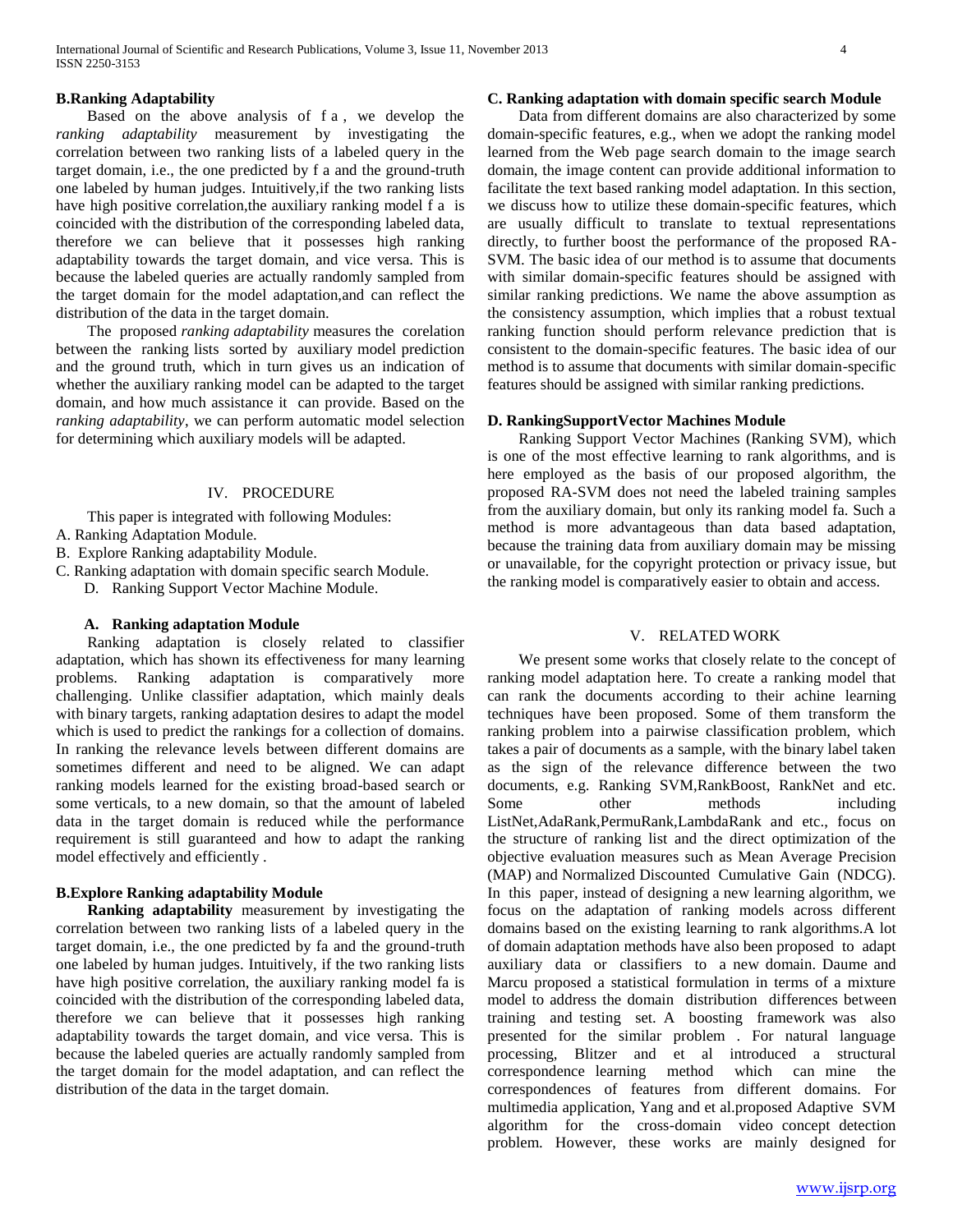### B.Ranking Adaptability

Based on the above analysis of $f^a$, we develop the *ranking adaptability* measurement by investigating the correlation between two ranking lists of a labeled query in the target domain, i.e., the one predicted by $f^a$ and the ground-truth one labeled by human judges. Intuitively,if the two ranking lists have high positive correlation,the auxiliary ranking model $f^a$ is coincided with the distribution of the corresponding labeled data, therefore we can believe that it possesses high ranking adaptability towards the target domain, and vice versa. This is because the labeled queries are actually randomly sampled from the target domain for the model adaptation,and can reflect the distribution of the data in the target domain.

The proposed *ranking adaptability* measures the corelation between the ranking lists sorted by auxiliary model prediction and the ground truth, which in turn gives us an indication of whether the auxiliary ranking model can be adapted to the target domain, and how much assistance it can provide. Based on the *ranking adaptability*, we can perform automatic model selection for determining which auxiliary models will be adapted.

## IV. PROCEDURE

This paper is integrated with following Modules:

A. Ranking Adaptation Module.
B. Explore Ranking adaptability Module.
C. Ranking adaptation with domain specific search Module.
D. Ranking Support Vector Machine Module.

### A. Ranking adaptation Module

Ranking adaptation is closely related to classifier adaptation, which has shown its effectiveness for many learning problems. Ranking adaptation is comparatively more challenging. Unlike classifier adaptation, which mainly deals with binary targets, ranking adaptation desires to adapt the model which is used to predict the rankings for a collection of domains. In ranking the relevance levels between different domains are sometimes different and need to be aligned. We can adapt ranking models learned for the existing broad-based search or some verticals, to a new domain, so that the amount of labeled data in the target domain is reduced while the performance requirement is still guaranteed and how to adapt the ranking model effectively and efficiently .

### B.Explore Ranking adaptability Module

**Ranking adaptability** measurement by investigating the correlation between two ranking lists of a labeled query in the target domain, i.e., the one predicted by fa and the ground-truth one labeled by human judges. Intuitively, if the two ranking lists have high positive correlation, the auxiliary ranking model fa is coincided with the distribution of the corresponding labeled data, therefore we can believe that it possesses high ranking adaptability towards the target domain, and vice versa. This is because the labeled queries are actually randomly sampled from the target domain for the model adaptation, and can reflect the distribution of the data in the target domain.

### C. Ranking adaptation with domain specific search Module

Data from different domains are also characterized by some domain-specific features, e.g., when we adopt the ranking model learned from the Web page search domain to the image search domain, the image content can provide additional information to facilitate the text based ranking model adaptation. In this section, we discuss how to utilize these domain-specific features, which are usually difficult to translate to textual representations directly, to further boost the performance of the proposed RA-SVM. The basic idea of our method is to assume that documents with similar domain-specific features should be assigned with similar ranking predictions. We name the above assumption as the consistency assumption, which implies that a robust textual ranking function should perform relevance prediction that is consistent to the domain-specific features. The basic idea of our method is to assume that documents with similar domain-specific features should be assigned with similar ranking predictions.

### D. RankingSupportVector Machines Module

Ranking Support Vector Machines (Ranking SVM), which is one of the most effective learning to rank algorithms, and is here employed as the basis of our proposed algorithm, the proposed RA-SVM does not need the labeled training samples from the auxiliary domain, but only its ranking model fa. Such a method is more advantageous than data based adaptation, because the training data from auxiliary domain may be missing or unavailable, for the copyright protection or privacy issue, but the ranking model is comparatively easier to obtain and access.

## V. RELATED WORK

We present some works that closely relate to the concept of ranking model adaptation here. To create a ranking model that can rank the documents according to their achine learning techniques have been proposed. Some of them transform the ranking problem into a pairwise classification problem, which takes a pair of documents as a sample, with the binary label taken as the sign of the relevance difference between the two documents, e.g. Ranking SVM,RankBoost, RankNet and etc. Some other methods including ListNet,AdaRank,PermuRank,LambdaRank and etc., focus on the structure of ranking list and the direct optimization of the objective evaluation measures such as Mean Average Precision (MAP) and Normalized Discounted Cumulative Gain (NDCG). In this paper, instead of designing a new learning algorithm, we focus on the adaptation of ranking models across different domains based on the existing learning to rank algorithms.A lot of domain adaptation methods have also been proposed to adapt auxiliary data or classifiers to a new domain. Daume and Marcu proposed a statistical formulation in terms of a mixture model to address the domain distribution differences between training and testing set. A boosting framework was also presented for the similar problem . For natural language processing, Blitzer and et al introduced a structural correspondence learning method which can mine the correspondences of features from different domains. For multimedia application, Yang and et al.proposed Adaptive SVM algorithm for the cross-domain video concept detection problem. However, these works are mainly designed for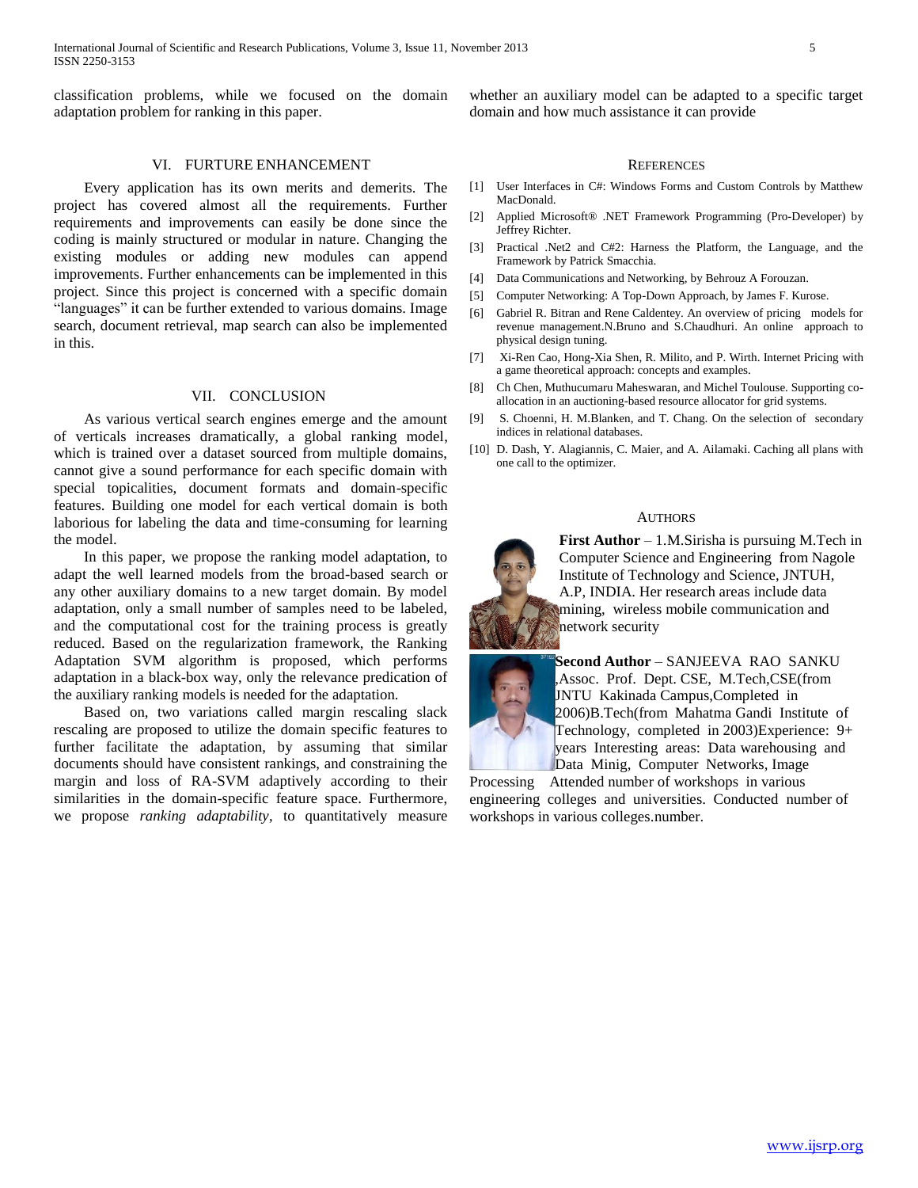classification problems, while we focused on the domain adaptation problem for ranking in this paper.

## VI. FURTURE ENHANCEMENT

Every application has its own merits and demerits. The project has covered almost all the requirements. Further requirements and improvements can easily be done since the coding is mainly structured or modular in nature. Changing the existing modules or adding new modules can append improvements. Further enhancements can be implemented in this project. Since this project is concerned with a specific domain "languages" it can be further extended to various domains. Image search, document retrieval, map search can also be implemented in this.

## VII. CONCLUSION

As various vertical search engines emerge and the amount of verticals increases dramatically, a global ranking model, which is trained over a dataset sourced from multiple domains, cannot give a sound performance for each specific domain with special topicalities, document formats and domain-specific features. Building one model for each vertical domain is both laborious for labeling the data and time-consuming for learning the model.

In this paper, we propose the ranking model adaptation, to adapt the well learned models from the broad-based search or any other auxiliary domains to a new target domain. By model adaptation, only a small number of samples need to be labeled, and the computational cost for the training process is greatly reduced. Based on the regularization framework, the Ranking Adaptation SVM algorithm is proposed, which performs adaptation in a black-box way, only the relevance predication of the auxiliary ranking models is needed for the adaptation.

Based on, two variations called margin rescaling slack rescaling are proposed to utilize the domain specific features to further facilitate the adaptation, by assuming that similar documents should have consistent rankings, and constraining the margin and loss of RA-SVM adaptively according to their similarities in the domain-specific feature space. Furthermore, we propose *ranking adaptability*, to quantitatively measure whether an auxiliary model can be adapted to a specific target domain and how much assistance it can provide

## REFERENCES

[1] User Interfaces in C#: Windows Forms and Custom Controls by Matthew MacDonald.

[2] Applied Microsoft® .NET Framework Programming (Pro-Developer) by Jeffrey Richter.

[3] Practical .Net2 and C#2: Harness the Platform, the Language, and the Framework by Patrick Smacchia.

[4] Data Communications and Networking, by Behrouz A Forouzan.

[5] Computer Networking: A Top-Down Approach, by James F. Kurose.

[6] Gabriel R. Bitran and Rene Caldentey. An overview of pricing models for revenue management.N.Bruno and S.Chaudhuri. An online approach to physical design tuning.

[7] Xi-Ren Cao, Hong-Xia Shen, R. Milito, and P. Wirth. Internet Pricing with a game theoretical approach: concepts and examples.

[8] Ch Chen, Muthucumaru Maheswaran, and Michel Toulouse. Supporting co-allocation in an auctioning-based resource allocator for grid systems.

[9] S. Choenni, H. M.Blanken, and T. Chang. On the selection of secondary indices in relational databases.

[10] D. Dash, Y. Alagiannis, C. Maier, and A. Ailamaki. Caching all plans with one call to the optimizer.

## AUTHORS

**First Author** – 1.M.Sirisha is pursuing M.Tech in Computer Science and Engineering from Nagole Institute of Technology and Science, JNTUH, A.P, INDIA. Her research areas include data mining, wireless mobile communication and network security

**Second Author** – SANJEEVA RAO SANKU ,Assoc. Prof. Dept. CSE, M.Tech,CSE(from JNTU Kakinada Campus,Completed in 2006)B.Tech(from Mahatma Gandi Institute of Technology, completed in 2003)Experience: 9+ years Interesting areas: Data warehousing and Data Minig, Computer Networks, Image Processing Attended number of workshops in various engineering colleges and universities. Conducted number of workshops in various colleges.number.